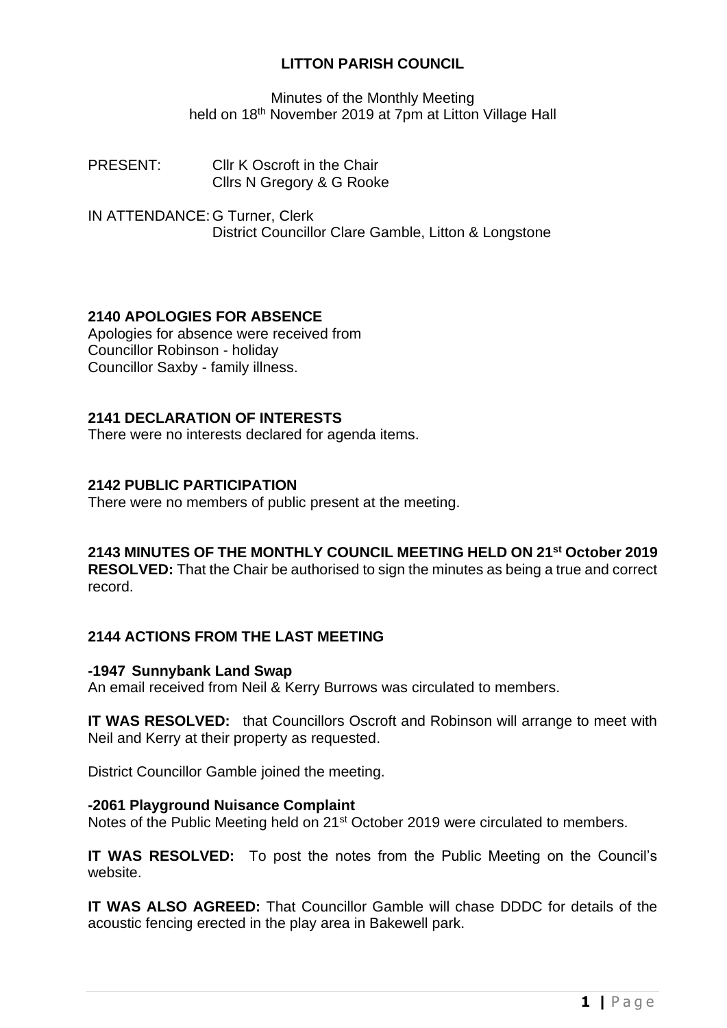# LITTON PARISH COUNCIL

Minutes of the Monthly Meeting
held on 18th November 2019 at 7pm at Litton Village Hall

PRESENT: Cllr K Oscroft in the Chair
Cllrs N Gregory & G Rooke

IN ATTENDANCE: G Turner, Clerk
District Councillor Clare Gamble, Litton & Longstone

## 2140 APOLOGIES FOR ABSENCE

Apologies for absence were received from
Councillor Robinson - holiday
Councillor Saxby - family illness.

## 2141 DECLARATION OF INTERESTS

There were no interests declared for agenda items.

## 2142 PUBLIC PARTICIPATION

There were no members of public present at the meeting.

## 2143 MINUTES OF THE MONTHLY COUNCIL MEETING HELD ON 21st October 2019

**RESOLVED:** That the Chair be authorised to sign the minutes as being a true and correct record.

## 2144 ACTIONS FROM THE LAST MEETING

### -1947 Sunnybank Land Swap

An email received from Neil & Kerry Burrows was circulated to members.

**IT WAS RESOLVED:** that Councillors Oscroft and Robinson will arrange to meet with Neil and Kerry at their property as requested.

District Councillor Gamble joined the meeting.

### -2061 Playground Nuisance Complaint

Notes of the Public Meeting held on 21st October 2019 were circulated to members.

**IT WAS RESOLVED:** To post the notes from the Public Meeting on the Council's website.

**IT WAS ALSO AGREED:** That Councillor Gamble will chase DDDC for details of the acoustic fencing erected in the play area in Bakewell park.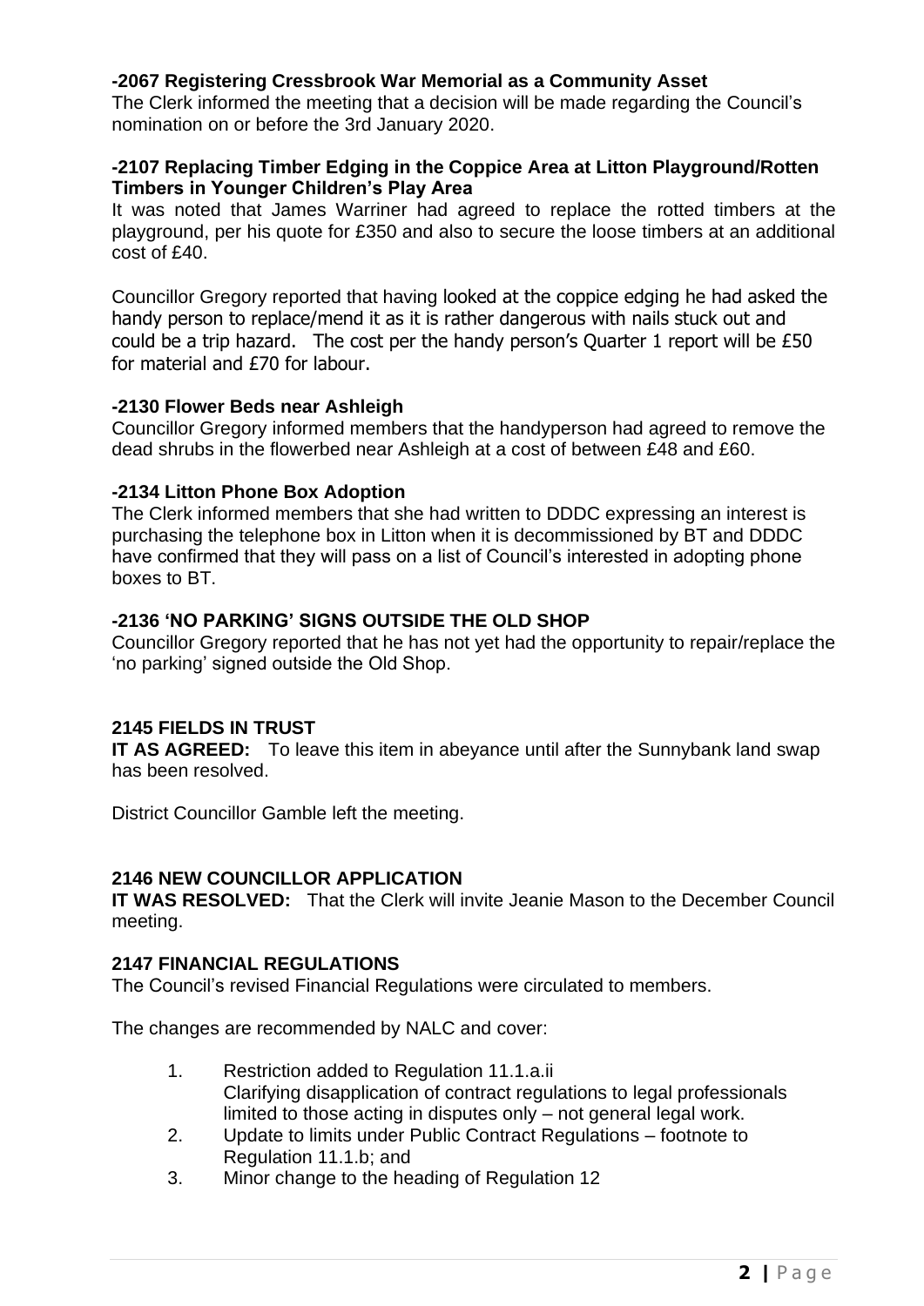#### -2067 Registering Cressbrook War Memorial as a Community Asset

The Clerk informed the meeting that a decision will be made regarding the Council's nomination on or before the 3rd January 2020.

#### -2107 Replacing Timber Edging in the Coppice Area at Litton Playground/Rotten Timbers in Younger Children's Play Area

It was noted that James Warriner had agreed to replace the rotted timbers at the playground, per his quote for £350 and also to secure the loose timbers at an additional cost of £40.

Councillor Gregory reported that having looked at the coppice edging he had asked the handy person to replace/mend it as it is rather dangerous with nails stuck out and could be a trip hazard. The cost per the handy person's Quarter 1 report will be £50 for material and £70 for labour.

#### -2130 Flower Beds near Ashleigh

Councillor Gregory informed members that the handyperson had agreed to remove the dead shrubs in the flowerbed near Ashleigh at a cost of between £48 and £60.

#### -2134 Litton Phone Box Adoption

The Clerk informed members that she had written to DDDC expressing an interest is purchasing the telephone box in Litton when it is decommissioned by BT and DDDC have confirmed that they will pass on a list of Council's interested in adopting phone boxes to BT.

#### -2136 'NO PARKING' SIGNS OUTSIDE THE OLD SHOP

Councillor Gregory reported that he has not yet had the opportunity to repair/replace the 'no parking' signed outside the Old Shop.

## 2145 FIELDS IN TRUST

**IT AS AGREED:** To leave this item in abeyance until after the Sunnybank land swap has been resolved.

District Councillor Gamble left the meeting.

## 2146 NEW COUNCILLOR APPLICATION

**IT WAS RESOLVED:** That the Clerk will invite Jeanie Mason to the December Council meeting.

## 2147 FINANCIAL REGULATIONS

The Council's revised Financial Regulations were circulated to members.

The changes are recommended by NALC and cover:

1. Restriction added to Regulation 11.1.a.ii
   Clarifying disapplication of contract regulations to legal professionals limited to those acting in disputes only – not general legal work.
2. Update to limits under Public Contract Regulations – footnote to Regulation 11.1.b; and
3. Minor change to the heading of Regulation 12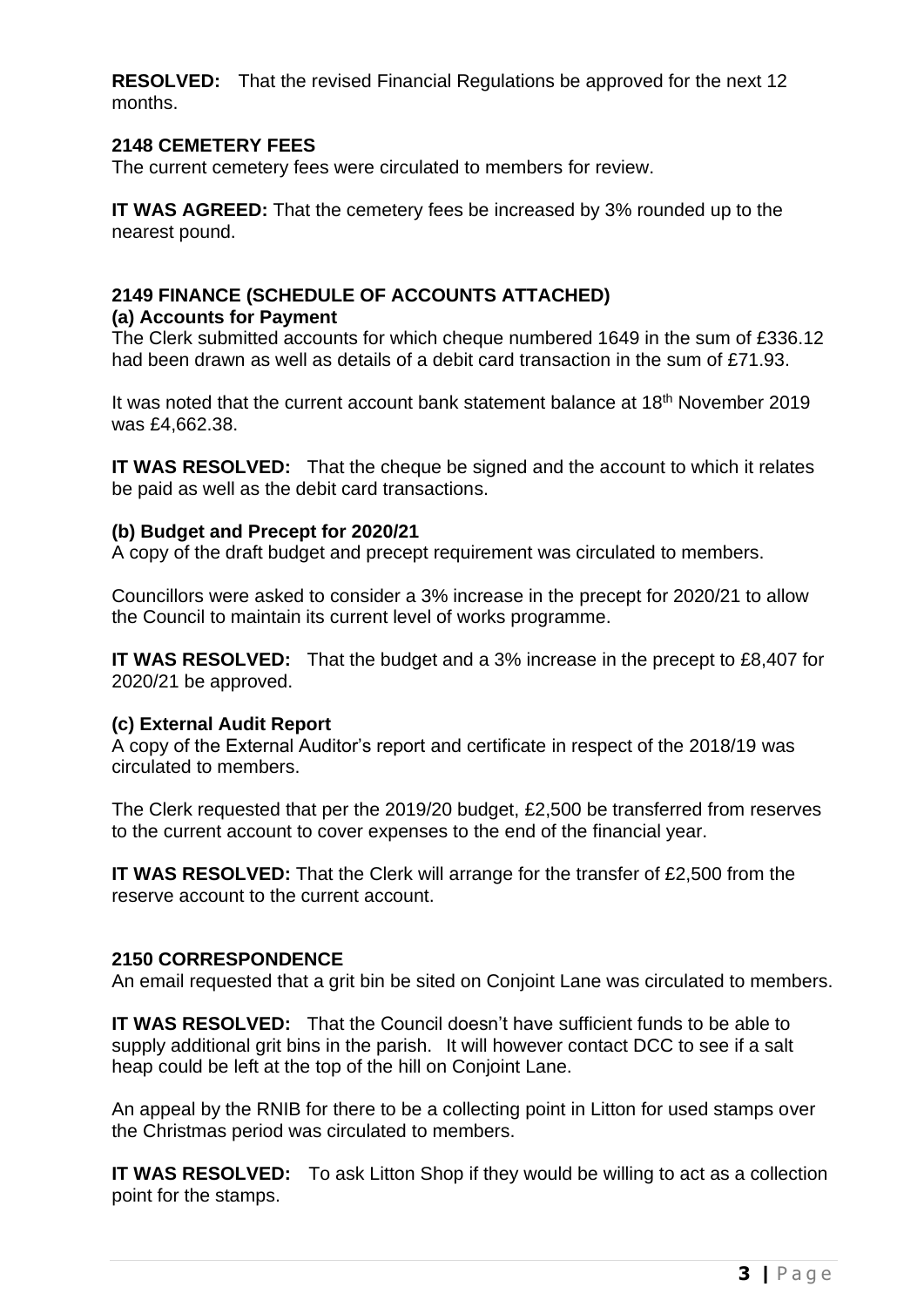**RESOLVED:** That the revised Financial Regulations be approved for the next 12 months.

### 2148 CEMETERY FEES

The current cemetery fees were circulated to members for review.

**IT WAS AGREED:** That the cemetery fees be increased by 3% rounded up to the nearest pound.

### 2149 FINANCE (SCHEDULE OF ACCOUNTS ATTACHED)

#### (a) Accounts for Payment

The Clerk submitted accounts for which cheque numbered 1649 in the sum of £336.12 had been drawn as well as details of a debit card transaction in the sum of £71.93.

It was noted that the current account bank statement balance at 18th November 2019 was £4,662.38.

**IT WAS RESOLVED:** That the cheque be signed and the account to which it relates be paid as well as the debit card transactions.

#### (b) Budget and Precept for 2020/21

A copy of the draft budget and precept requirement was circulated to members.

Councillors were asked to consider a 3% increase in the precept for 2020/21 to allow the Council to maintain its current level of works programme.

**IT WAS RESOLVED:** That the budget and a 3% increase in the precept to £8,407 for 2020/21 be approved.

#### (c) External Audit Report

A copy of the External Auditor's report and certificate in respect of the 2018/19 was circulated to members.

The Clerk requested that per the 2019/20 budget, £2,500 be transferred from reserves to the current account to cover expenses to the end of the financial year.

**IT WAS RESOLVED:** That the Clerk will arrange for the transfer of £2,500 from the reserve account to the current account.

### 2150 CORRESPONDENCE

An email requested that a grit bin be sited on Conjoint Lane was circulated to members.

**IT WAS RESOLVED:** That the Council doesn't have sufficient funds to be able to supply additional grit bins in the parish. It will however contact DCC to see if a salt heap could be left at the top of the hill on Conjoint Lane.

An appeal by the RNIB for there to be a collecting point in Litton for used stamps over the Christmas period was circulated to members.

**IT WAS RESOLVED:** To ask Litton Shop if they would be willing to act as a collection point for the stamps.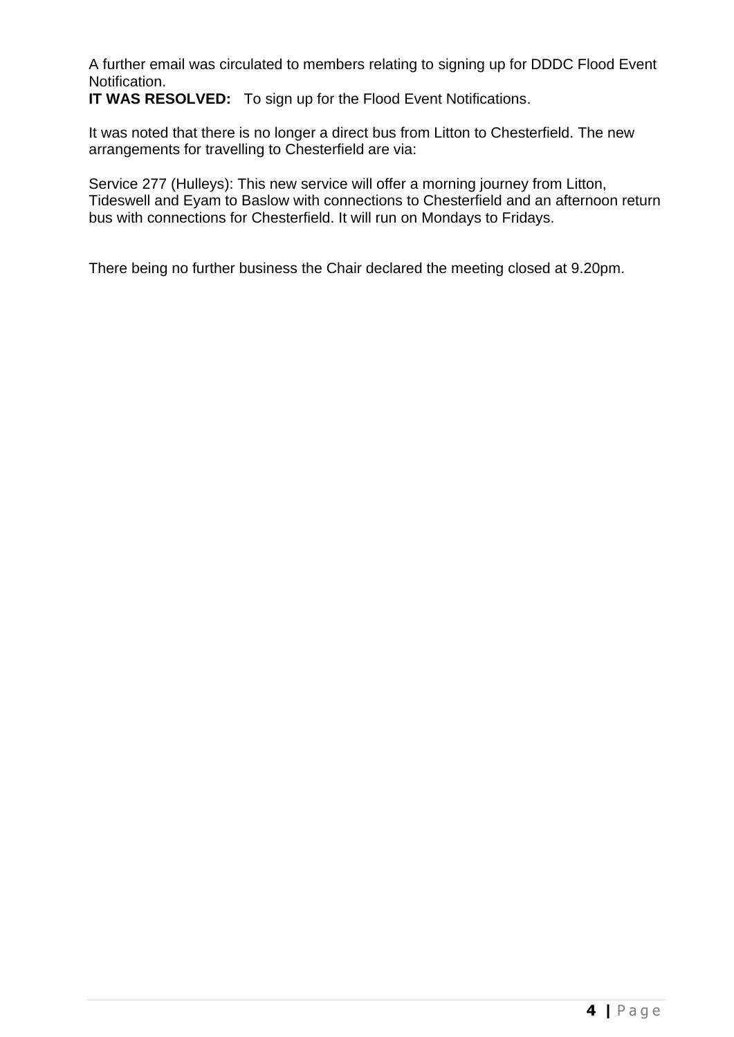A further email was circulated to members relating to signing up for DDDC Flood Event Notification.

**IT WAS RESOLVED:** To sign up for the Flood Event Notifications.

It was noted that there is no longer a direct bus from Litton to Chesterfield. The new arrangements for travelling to Chesterfield are via:

Service 277 (Hulleys): This new service will offer a morning journey from Litton, Tideswell and Eyam to Baslow with connections to Chesterfield and an afternoon return bus with connections for Chesterfield. It will run on Mondays to Fridays.

There being no further business the Chair declared the meeting closed at 9.20pm.